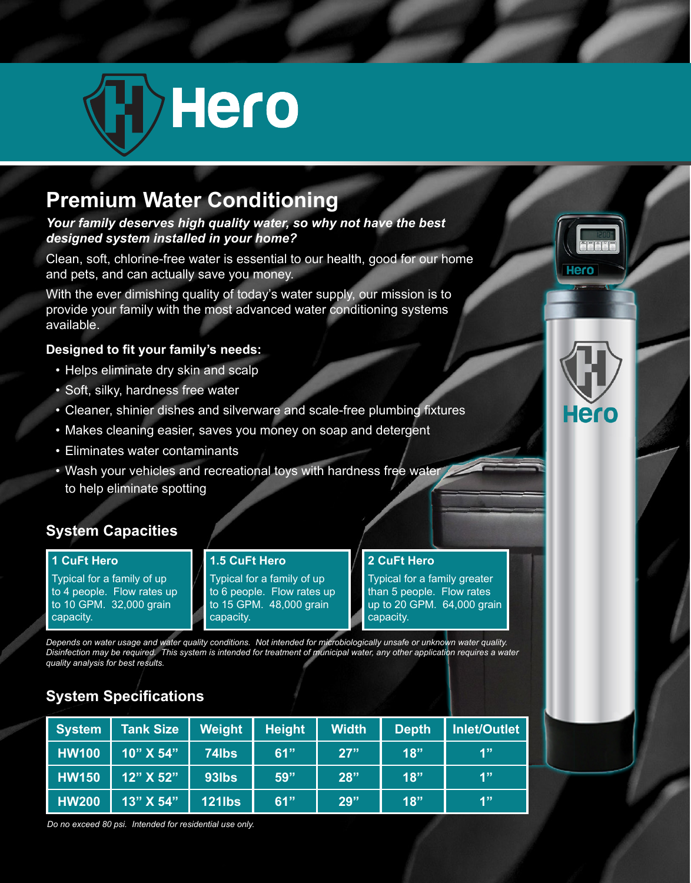# Hero

## Premium Water Conditioning

***Your family deserves high quality water, so why not have the best designed system installed in your home?***

Clean, soft, chlorine-free water is essential to our health, good for our home and pets, and can actually save you money.

With the ever dimishing quality of today's water supply, our mission is to provide your family with the most advanced water conditioning systems available.

**Designed to fit your family's needs:**

- Helps eliminate dry skin and scalp
- Soft, silky, hardness free water
- Cleaner, shinier dishes and silverware and scale-free plumbing fixtures
- Makes cleaning easier, saves you money on soap and detergent
- Eliminates water contaminants
- Wash your vehicles and recreational toys with hardness free water to help eliminate spotting

## System Capacities

**1 CuFt Hero**
Typical for a family of up to 4 people. Flow rates up to 10 GPM. 32,000 grain capacity.

**1.5 CuFt Hero**
Typical for a family of up to 6 people. Flow rates up to 15 GPM. 48,000 grain capacity.

**2 CuFt Hero**
Typical for a family greater than 5 people. Flow rates up to 20 GPM. 64,000 grain capacity.

*Depends on water usage and water quality conditions. Not intended for microbiologically unsafe or unknown water quality. Disinfection may be required. This system is intended for treatment of municipal water, any other application requires a water quality analysis for best results.*

## System Specifications

| System | Tank Size | Weight | Height | Width | Depth | Inlet/Outlet |
|---|---|---|---|---|---|---|
| HW100 | 10" X 54" | 74lbs | 61" | 27" | 18" | 1" |
| HW150 | 12" X 52" | 93lbs | 59" | 28" | 18" | 1" |
| HW200 | 13" X 54" | 121lbs | 61" | 29" | 18" | 1" |

*Do no exceed 80 psi. Intended for residential use only.*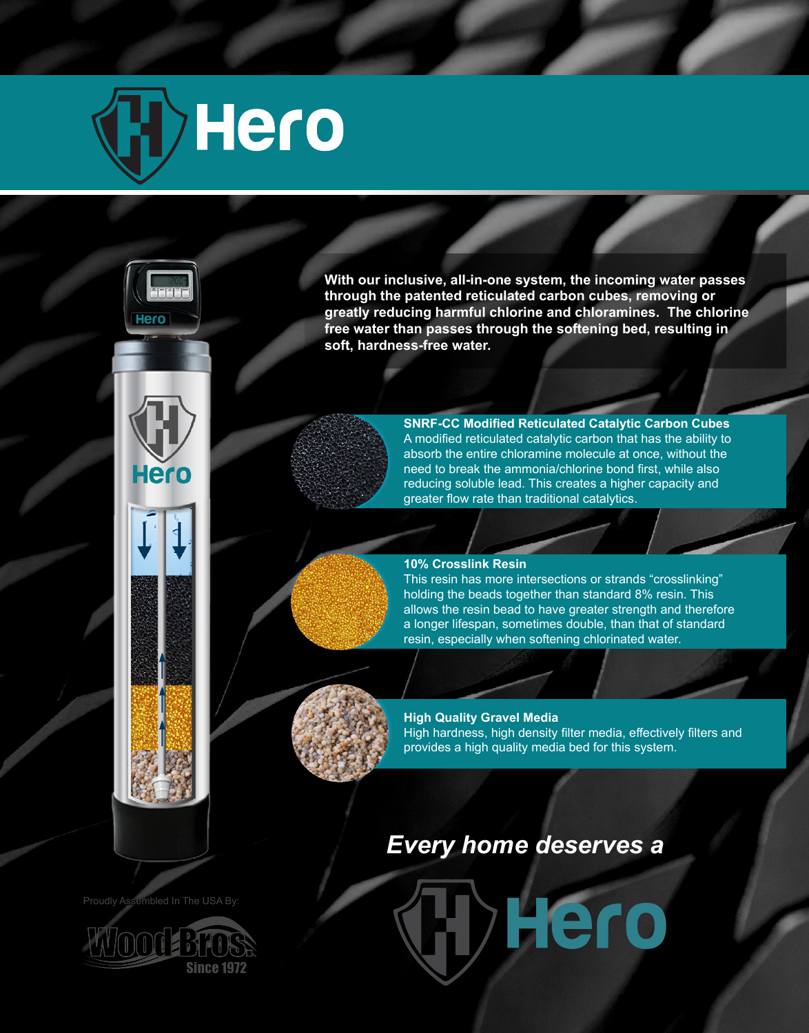# Hero

**With our inclusive, all-in-one system, the incoming water passes through the patented reticulated carbon cubes, removing or greatly reducing harmful chlorine and chloramines. The chlorine free water than passes through the softening bed, resulting in soft, hardness-free water.**

**SNRF-CC Modified Reticulated Catalytic Carbon Cubes**
A modified reticulated catalytic carbon that has the ability to absorb the entire chloramine molecule at once, without the need to break the ammonia/chlorine bond first, while also reducing soluble lead. This creates a higher capacity and greater flow rate than traditional catalytics.

**10% Crosslink Resin**
This resin has more intersections or strands "crosslinking" holding the beads together than standard 8% resin. This allows the resin bead to have greater strength and therefore a longer lifespan, sometimes double, than that of standard resin, especially when softening chlorinated water.

**High Quality Gravel Media**
High hardness, high density filter media, effectively filters and provides a high quality media bed for this system.

***Every home deserves a***

**Hero**

Proudly Assembled In The USA By:

Wood Bros.
Since 1972